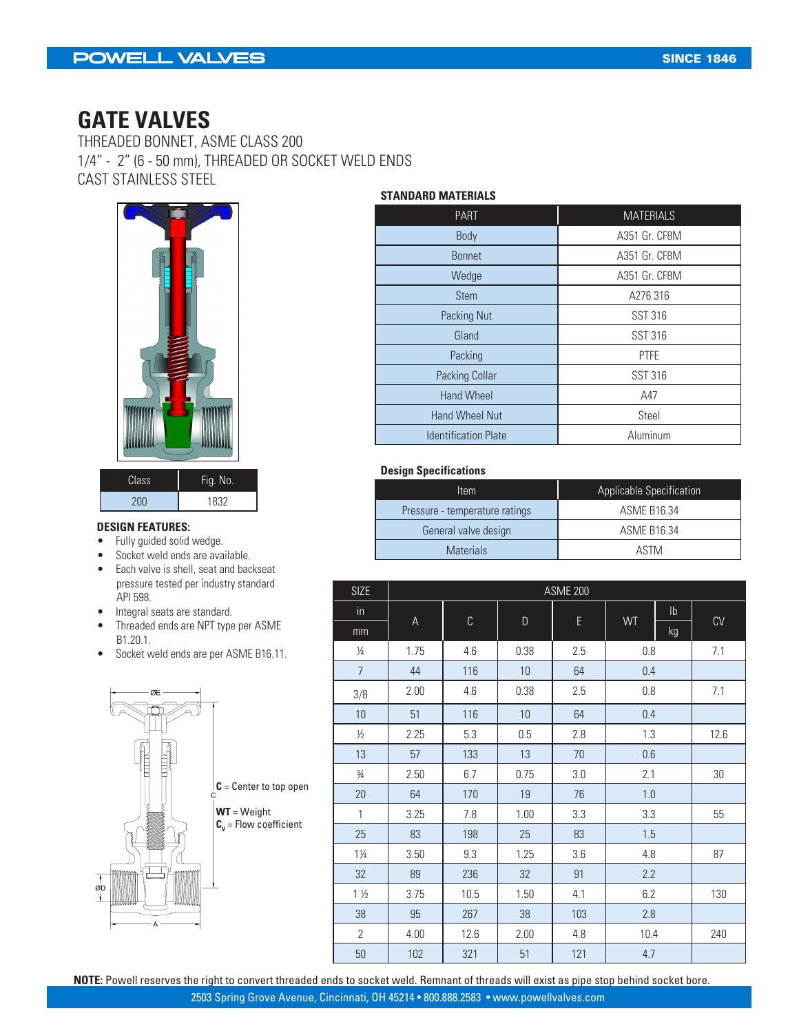# GATE VALVES

THREADED BONNET, ASME CLASS 200
1/4" - 2" (6 - 50 mm), THREADED OR SOCKET WELD ENDS
CAST STAINLESS STEEL

| Class | Fig. No. |
|---|---|
| 200 | 1832 |

**DESIGN FEATURES:**

- Fully guided solid wedge.
- Socket weld ends are available.
- Each valve is shell, seat and backseat pressure tested per industry standard API 598.
- Integral seats are standard.
- Threaded ends are NPT type per ASME B1.20.1.
- Socket weld ends are per ASME B16.11.

**C** = Center to top open
**WT** = Weight
$\mathbf{C_V}$ = Flow coefficient

**STANDARD MATERIALS**

| PART | MATERIALS |
|---|---|
| Body | A351 Gr. CF8M |
| Bonnet | A351 Gr. CF8M |
| Wedge | A351 Gr. CF8M |
| Stem | A276 316 |
| Packing Nut | SST 316 |
| Gland | SST 316 |
| Packing | PTFE |
| Packing Collar | SST 316 |
| Hand Wheel | A47 |
| Hand Wheel Nut | Steel |
| Identification Plate | Aluminum |

**Design Specifications**

| Item | Applicable Specification |
|---|---|
| Pressure - temperature ratings | ASME B16.34 |
| General valve design | ASME B16.34 |
| Materials | ASTM |

| SIZE | ASME 200 | | | | | |
|---|---|---|---|---|---|---|
| in / mm | A | C | D | E | WT lb / kg | CV |
| ¼ | 1.75 | 4.6 | 0.38 | 2.5 | 0.8 | 7.1 |
| 7 | 44 | 116 | 10 | 64 | 0.4 | |
| 3/8 | 2.00 | 4.6 | 0.38 | 2.5 | 0.8 | 7.1 |
| 10 | 51 | 116 | 10 | 64 | 0.4 | |
| ½ | 2.25 | 5.3 | 0.5 | 2.8 | 1.3 | 12.6 |
| 13 | 57 | 133 | 13 | 70 | 0.6 | |
| ¾ | 2.50 | 6.7 | 0.75 | 3.0 | 2.1 | 30 |
| 20 | 64 | 170 | 19 | 76 | 1.0 | |
| 1 | 3.25 | 7.8 | 1.00 | 3.3 | 3.3 | 55 |
| 25 | 83 | 198 | 25 | 83 | 1.5 | |
| 1¼ | 3.50 | 9.3 | 1.25 | 3.6 | 4.8 | 87 |
| 32 | 89 | 236 | 32 | 91 | 2.2 | |
| 1 ½ | 3.75 | 10.5 | 1.50 | 4.1 | 6.2 | 130 |
| 38 | 95 | 267 | 38 | 103 | 2.8 | |
| 2 | 4.00 | 12.6 | 2.00 | 4.8 | 10.4 | 240 |
| 50 | 102 | 321 | 51 | 121 | 4.7 | |

**NOTE:** Powell reserves the right to convert threaded ends to socket weld. Remnant of threads will exist as pipe stop behind socket bore.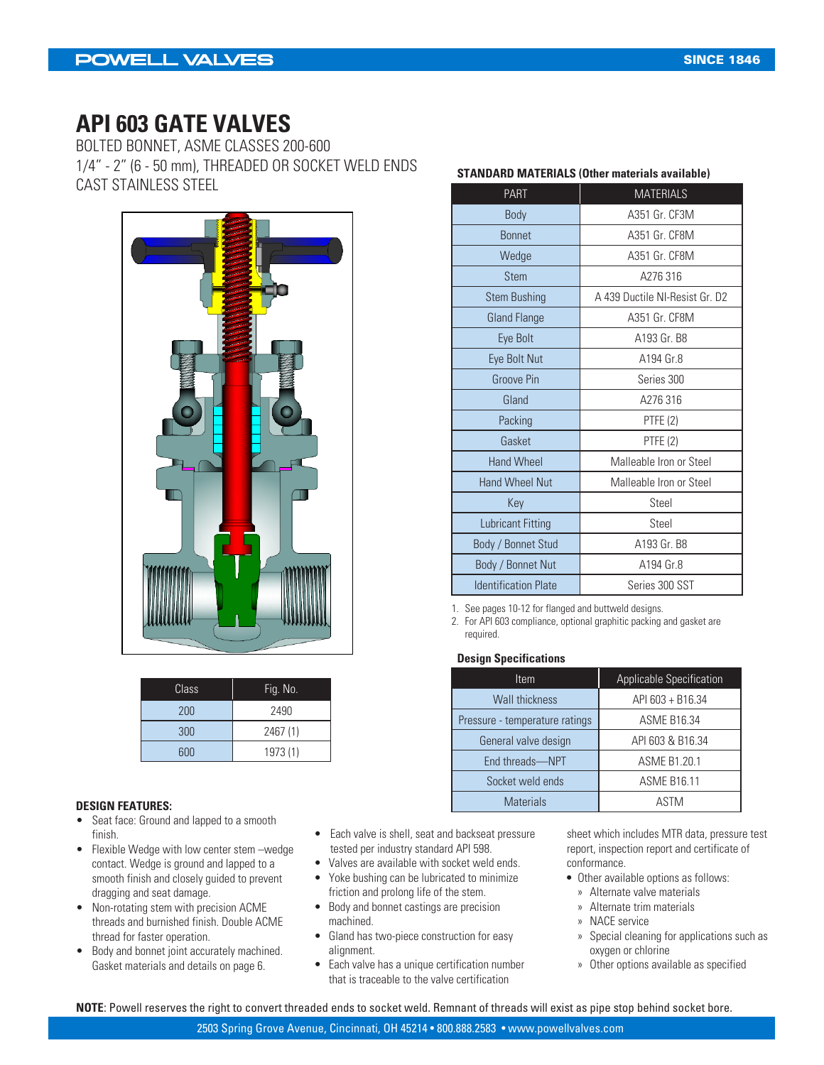# API 603 GATE VALVES

BOLTED BONNET, ASME CLASSES 200-600
1/4" - 2" (6 - 50 mm), THREADED OR SOCKET WELD ENDS
CAST STAINLESS STEEL

| Class | Fig. No. |
|---|---|
| 200 | 2490 |
| 300 | 2467 (1) |
| 600 | 1973 (1) |

**STANDARD MATERIALS (Other materials available)**

| PART | MATERIALS |
|---|---|
| Body | A351 Gr. CF3M |
| Bonnet | A351 Gr. CF8M |
| Wedge | A351 Gr. CF8M |
| Stem | A276 316 |
| Stem Bushing | A 439 Ductile NI-Resist Gr. D2 |
| Gland Flange | A351 Gr. CF8M |
| Eye Bolt | A193 Gr. B8 |
| Eye Bolt Nut | A194 Gr.8 |
| Groove Pin | Series 300 |
| Gland | A276 316 |
| Packing | PTFE (2) |
| Gasket | PTFE (2) |
| Hand Wheel | Malleable Iron or Steel |
| Hand Wheel Nut | Malleable Iron or Steel |
| Key | Steel |
| Lubricant Fitting | Steel |
| Body / Bonnet Stud | A193 Gr. B8 |
| Body / Bonnet Nut | A194 Gr.8 |
| Identification Plate | Series 300 SST |

1. See pages 10-12 for flanged and buttweld designs.
2. For API 603 compliance, optional graphitic packing and gasket are required.

**Design Specifications**

| Item | Applicable Specification |
|---|---|
| Wall thickness | API 603 + B16.34 |
| Pressure - temperature ratings | ASME B16.34 |
| General valve design | API 603 & B16.34 |
| End threads—NPT | ASME B1.20.1 |
| Socket weld ends | ASME B16.11 |
| Materials | ASTM |

**DESIGN FEATURES:**

- Seat face: Ground and lapped to a smooth finish.
- Flexible Wedge with low center stem –wedge contact. Wedge is ground and lapped to a smooth finish and closely guided to prevent dragging and seat damage.
- Non-rotating stem with precision ACME threads and burnished finish. Double ACME thread for faster operation.
- Body and bonnet joint accurately machined. Gasket materials and details on page 6.
- Each valve is shell, seat and backseat pressure tested per industry standard API 598.
- Valves are available with socket weld ends.
- Yoke bushing can be lubricated to minimize friction and prolong life of the stem.
- Body and bonnet castings are precision machined.
- Gland has two-piece construction for easy alignment.
- Each valve has a unique certification number that is traceable to the valve certification sheet which includes MTR data, pressure test report, inspection report and certificate of conformance.
- Other available options as follows:
  - Alternate valve materials
  - Alternate trim materials
  - NACE service
  - Special cleaning for applications such as oxygen or chlorine
  - Other options available as specified

**NOTE**: Powell reserves the right to convert threaded ends to socket weld. Remnant of threads will exist as pipe stop behind socket bore.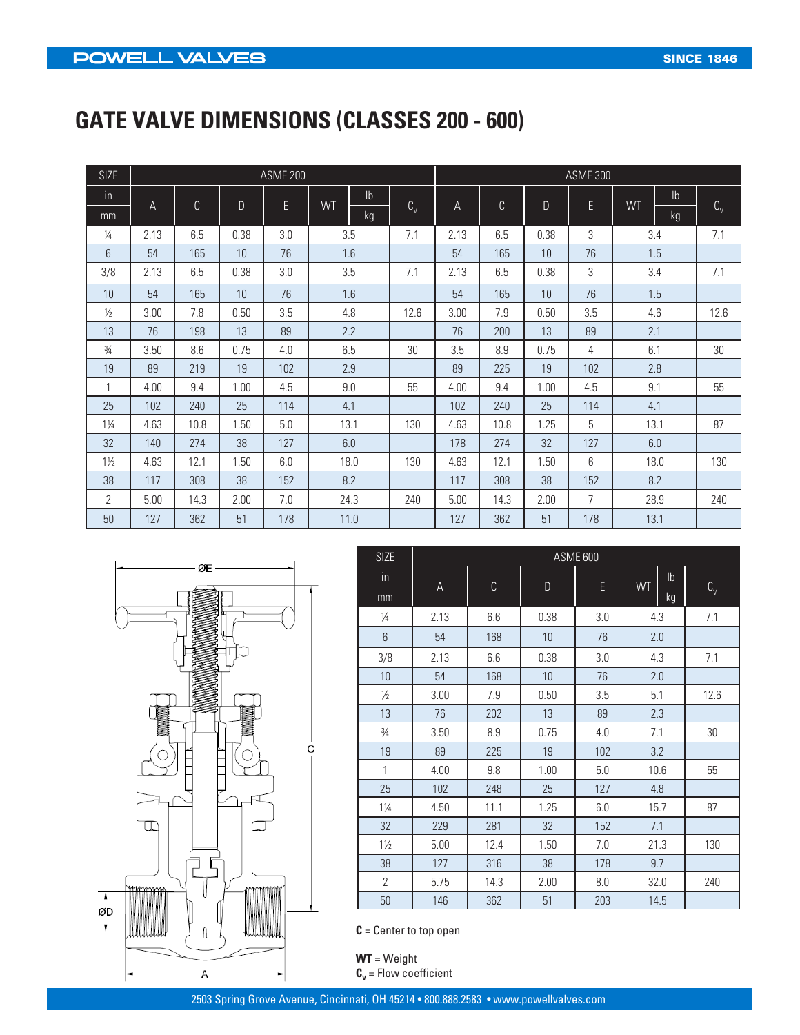# GATE VALVE DIMENSIONS (CLASSES 200 - 600)

| SIZE in / mm | ASME 200 A | C | D | E | WT lb / kg | $C_v$ | ASME 300 A | C | D | E | WT lb / kg | $C_v$ |
|---|---|---|---|---|---|---|---|---|---|---|---|---|
| ¼ | 2.13 | 6.5 | 0.38 | 3.0 | 3.5 | 7.1 | 2.13 | 6.5 | 0.38 | 3 | 3.4 | 7.1 |
| 6 | 54 | 165 | 10 | 76 | 1.6 | | 54 | 165 | 10 | 76 | 1.5 | |
| 3/8 | 2.13 | 6.5 | 0.38 | 3.0 | 3.5 | 7.1 | 2.13 | 6.5 | 0.38 | 3 | 3.4 | 7.1 |
| 10 | 54 | 165 | 10 | 76 | 1.6 | | 54 | 165 | 10 | 76 | 1.5 | |
| ½ | 3.00 | 7.8 | 0.50 | 3.5 | 4.8 | 12.6 | 3.00 | 7.9 | 0.50 | 3.5 | 4.6 | 12.6 |
| 13 | 76 | 198 | 13 | 89 | 2.2 | | 76 | 200 | 13 | 89 | 2.1 | |
| ¾ | 3.50 | 8.6 | 0.75 | 4.0 | 6.5 | 30 | 3.5 | 8.9 | 0.75 | 4 | 6.1 | 30 |
| 19 | 89 | 219 | 19 | 102 | 2.9 | | 89 | 225 | 19 | 102 | 2.8 | |
| 1 | 4.00 | 9.4 | 1.00 | 4.5 | 9.0 | 55 | 4.00 | 9.4 | 1.00 | 4.5 | 9.1 | 55 |
| 25 | 102 | 240 | 25 | 114 | 4.1 | | 102 | 240 | 25 | 114 | 4.1 | |
| 1¼ | 4.63 | 10.8 | 1.50 | 5.0 | 13.1 | 130 | 4.63 | 10.8 | 1.25 | 5 | 13.1 | 87 |
| 32 | 140 | 274 | 38 | 127 | 6.0 | | 178 | 274 | 32 | 127 | 6.0 | |
| 1½ | 4.63 | 12.1 | 1.50 | 6.0 | 18.0 | 130 | 4.63 | 12.1 | 1.50 | 6 | 18.0 | 130 |
| 38 | 117 | 308 | 38 | 152 | 8.2 | | 117 | 308 | 38 | 152 | 8.2 | |
| 2 | 5.00 | 14.3 | 2.00 | 7.0 | 24.3 | 240 | 5.00 | 14.3 | 2.00 | 7 | 28.9 | 240 |
| 50 | 127 | 362 | 51 | 178 | 11.0 | | 127 | 362 | 51 | 178 | 13.1 | |

| SIZE in / mm | ASME 600 A | C | D | E | WT lb / kg | $C_v$ |
|---|---|---|---|---|---|---|
| ¼ | 2.13 | 6.6 | 0.38 | 3.0 | 4.3 | 7.1 |
| 6 | 54 | 168 | 10 | 76 | 2.0 | |
| 3/8 | 2.13 | 6.6 | 0.38 | 3.0 | 4.3 | 7.1 |
| 10 | 54 | 168 | 10 | 76 | 2.0 | |
| ½ | 3.00 | 7.9 | 0.50 | 3.5 | 5.1 | 12.6 |
| 13 | 76 | 202 | 13 | 89 | 2.3 | |
| ¾ | 3.50 | 8.9 | 0.75 | 4.0 | 7.1 | 30 |
| 19 | 89 | 225 | 19 | 102 | 3.2 | |
| 1 | 4.00 | 9.8 | 1.00 | 5.0 | 10.6 | 55 |
| 25 | 102 | 248 | 25 | 127 | 4.8 | |
| 1¼ | 4.50 | 11.1 | 1.25 | 6.0 | 15.7 | 87 |
| 32 | 229 | 281 | 32 | 152 | 7.1 | |
| 1½ | 5.00 | 12.4 | 1.50 | 7.0 | 21.3 | 130 |
| 38 | 127 | 316 | 38 | 178 | 9.7 | |
| 2 | 5.75 | 14.3 | 2.00 | 8.0 | 32.0 | 240 |
| 50 | 146 | 362 | 51 | 203 | 14.5 | |

**C** = Center to top open

**WT** = Weight
**$C_v$** = Flow coefficient

2503 Spring Grove Avenue, Cincinnati, OH 45214 • 800.888.2583 • www.powellvalves.com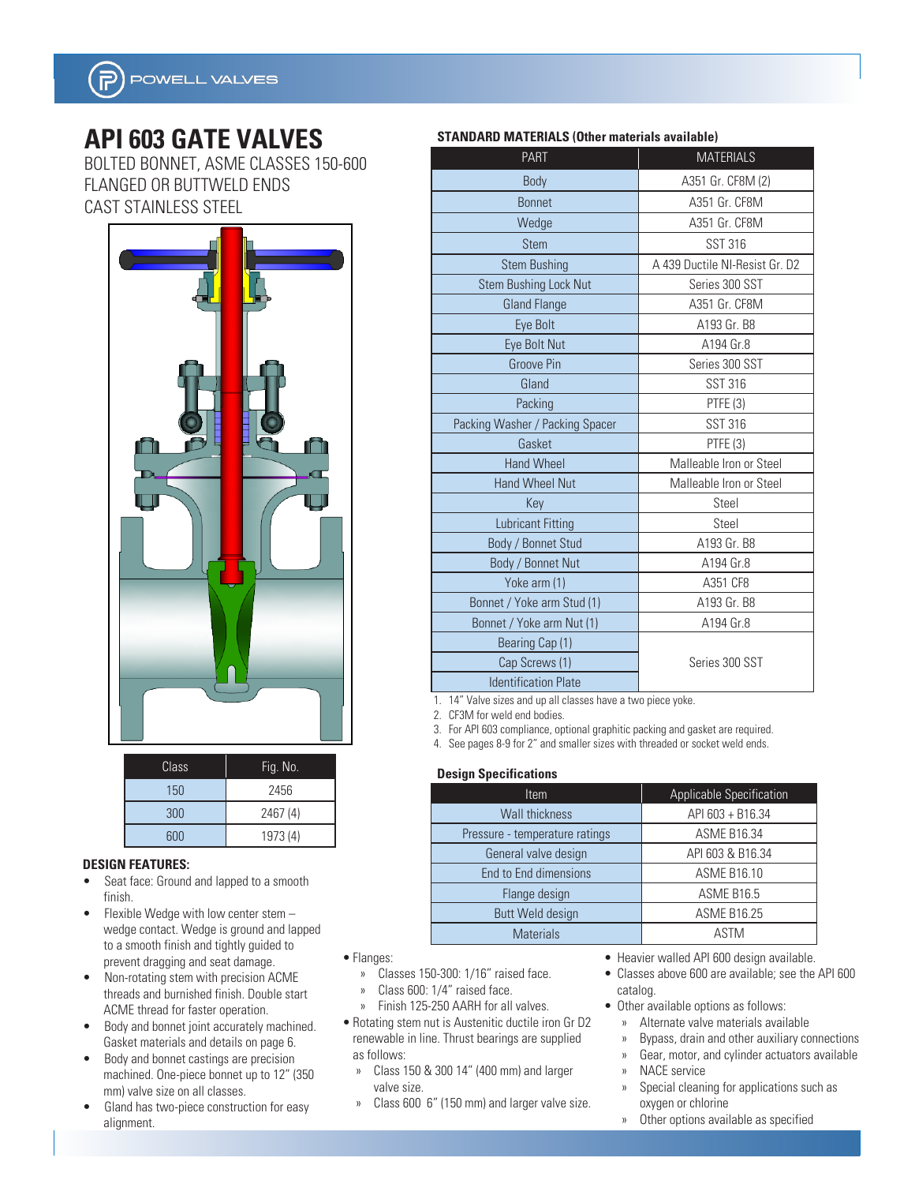# API 603 GATE VALVES

BOLTED BONNET, ASME CLASSES 150-600
FLANGED OR BUTTWELD ENDS
CAST STAINLESS STEEL

| Class | Fig. No. |
|---|---|
| 150 | 2456 |
| 300 | 2467 (4) |
| 600 | 1973 (4) |

### DESIGN FEATURES:

- Seat face: Ground and lapped to a smooth finish.
- Flexible Wedge with low center stem – wedge contact. Wedge is ground and lapped to a smooth finish and tightly guided to prevent dragging and seat damage.
- Non-rotating stem with precision ACME threads and burnished finish. Double start ACME thread for faster operation.
- Body and bonnet joint accurately machined. Gasket materials and details on page 6.
- Body and bonnet castings are precision machined. One-piece bonnet up to 12" (350 mm) valve size on all classes.
- Gland has two-piece construction for easy alignment.

### STANDARD MATERIALS (Other materials available)

| PART | MATERIALS |
|---|---|
| Body | A351 Gr. CF8M (2) |
| Bonnet | A351 Gr. CF8M |
| Wedge | A351 Gr. CF8M |
| Stem | SST 316 |
| Stem Bushing | A 439 Ductile NI-Resist Gr. D2 |
| Stem Bushing Lock Nut | Series 300 SST |
| Gland Flange | A351 Gr. CF8M |
| Eye Bolt | A193 Gr. B8 |
| Eye Bolt Nut | A194 Gr.8 |
| Groove Pin | Series 300 SST |
| Gland | SST 316 |
| Packing | PTFE (3) |
| Packing Washer / Packing Spacer | SST 316 |
| Gasket | PTFE (3) |
| Hand Wheel | Malleable Iron or Steel |
| Hand Wheel Nut | Malleable Iron or Steel |
| Key | Steel |
| Lubricant Fitting | Steel |
| Body / Bonnet Stud | A193 Gr. B8 |
| Body / Bonnet Nut | A194 Gr.8 |
| Yoke arm (1) | A351 CF8 |
| Bonnet / Yoke arm Stud (1) | A193 Gr. B8 |
| Bonnet / Yoke arm Nut (1) | A194 Gr.8 |
| Bearing Cap (1) | Series 300 SST |
| Cap Screws (1) | Series 300 SST |
| Identification Plate | Series 300 SST |

1. 14" Valve sizes and up all classes have a two piece yoke.
2. CF3M for weld end bodies.
3. For API 603 compliance, optional graphitic packing and gasket are required.
4. See pages 8-9 for 2" and smaller sizes with threaded or socket weld ends.

### Design Specifications

| Item | Applicable Specification |
|---|---|
| Wall thickness | API 603 + B16.34 |
| Pressure - temperature ratings | ASME B16.34 |
| General valve design | API 603 & B16.34 |
| End to End dimensions | ASME B16.10 |
| Flange design | ASME B16.5 |
| Butt Weld design | ASME B16.25 |
| Materials | ASTM |

- Flanges:
  - Classes 150-300: 1/16" raised face.
  - Class 600: 1/4" raised face.
  - Finish 125-250 AARH for all valves.
- Rotating stem nut is Austenitic ductile iron Gr D2 renewable in line. Thrust bearings are supplied as follows:
  - Class 150 & 300 14" (400 mm) and larger valve size.
  - Class 600 6" (150 mm) and larger valve size.
- Heavier walled API 600 design available.
- Classes above 600 are available; see the API 600 catalog.
- Other available options as follows:
  - Alternate valve materials available
  - Bypass, drain and other auxiliary connections
  - Gear, motor, and cylinder actuators available
  - NACE service
  - Special cleaning for applications such as oxygen or chlorine
  - Other options available as specified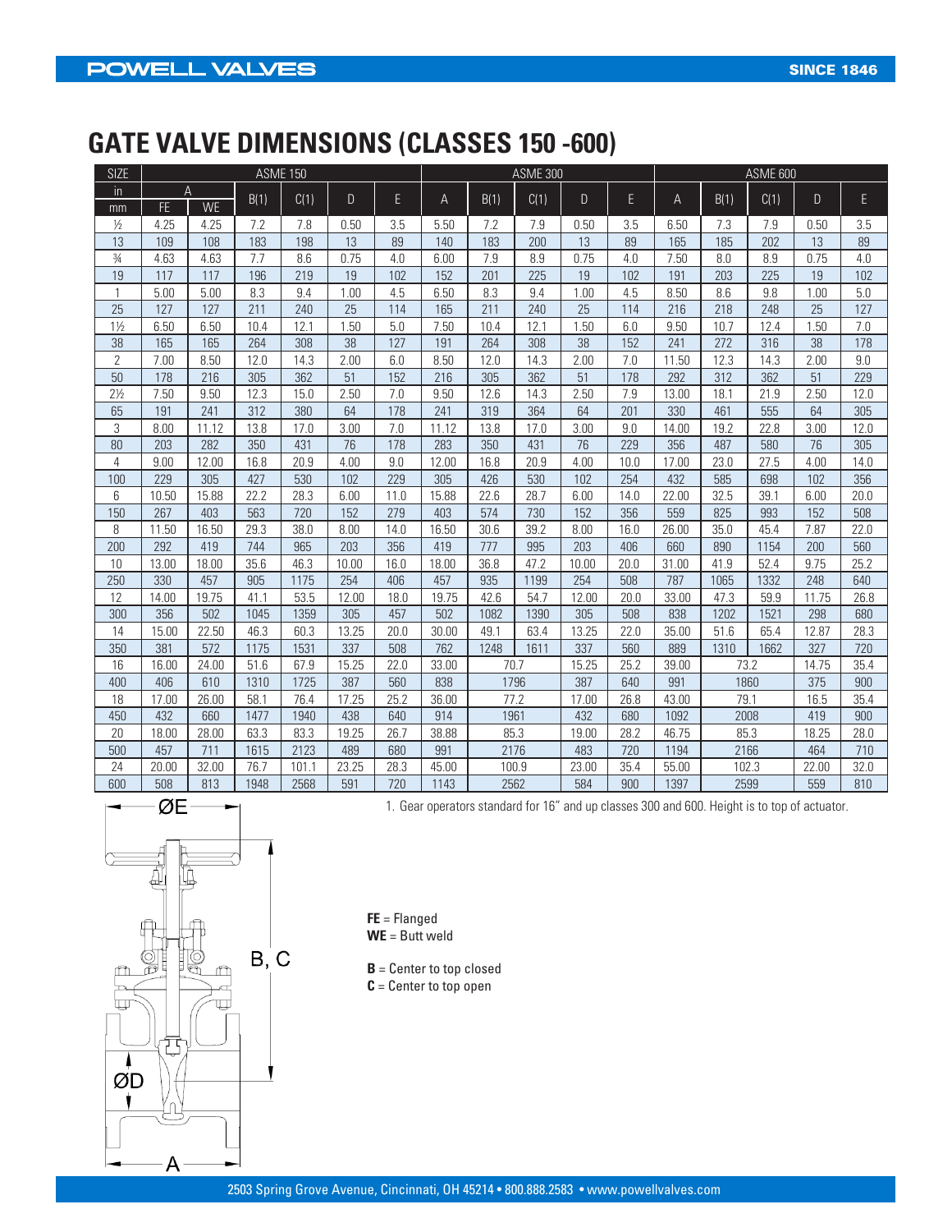# GATE VALVE DIMENSIONS (CLASSES 150 -600)

| SIZE | ASME 150 | | | | | | ASME 300 | | | | | ASME 600 | | | | |
|---|---|---|---|---|---|---|---|---|---|---|---|---|---|---|---|---|
| in | A | | B(1) | C(1) | D | E | A | B(1) | C(1) | D | E | A | B(1) | C(1) | D | E |
| mm | FE | WE | | | | | | | | | | | | | | |
| ½ | 4.25 | 4.25 | 7.2 | 7.8 | 0.50 | 3.5 | 5.50 | 7.2 | 7.9 | 0.50 | 3.5 | 6.50 | 7.3 | 7.9 | 0.50 | 3.5 |
| 13 | 109 | 108 | 183 | 198 | 13 | 89 | 140 | 183 | 200 | 13 | 89 | 165 | 185 | 202 | 13 | 89 |
| ¾ | 4.63 | 4.63 | 7.7 | 8.6 | 0.75 | 4.0 | 6.00 | 7.9 | 8.9 | 0.75 | 4.0 | 7.50 | 8.0 | 8.9 | 0.75 | 4.0 |
| 19 | 117 | 117 | 196 | 219 | 19 | 102 | 152 | 201 | 225 | 19 | 102 | 191 | 203 | 225 | 19 | 102 |
| 1 | 5.00 | 5.00 | 8.3 | 9.4 | 1.00 | 4.5 | 6.50 | 8.3 | 9.4 | 1.00 | 4.5 | 8.50 | 8.6 | 9.8 | 1.00 | 5.0 |
| 25 | 127 | 127 | 211 | 240 | 25 | 114 | 165 | 211 | 240 | 25 | 114 | 216 | 218 | 248 | 25 | 127 |
| 1½ | 6.50 | 6.50 | 10.4 | 12.1 | 1.50 | 5.0 | 7.50 | 10.4 | 12.1 | 1.50 | 6.0 | 9.50 | 10.7 | 12.4 | 1.50 | 7.0 |
| 38 | 165 | 165 | 264 | 308 | 38 | 127 | 191 | 264 | 308 | 38 | 152 | 241 | 272 | 316 | 38 | 178 |
| 2 | 7.00 | 8.50 | 12.0 | 14.3 | 2.00 | 6.0 | 8.50 | 12.0 | 14.3 | 2.00 | 7.0 | 11.50 | 12.3 | 14.3 | 2.00 | 9.0 |
| 50 | 178 | 216 | 305 | 362 | 51 | 152 | 216 | 305 | 362 | 51 | 178 | 292 | 312 | 362 | 51 | 229 |
| 2½ | 7.50 | 9.50 | 12.3 | 15.0 | 2.50 | 7.0 | 9.50 | 12.6 | 14.3 | 2.50 | 7.9 | 13.00 | 18.1 | 21.9 | 2.50 | 12.0 |
| 65 | 191 | 241 | 312 | 380 | 64 | 178 | 241 | 319 | 364 | 64 | 201 | 330 | 461 | 555 | 64 | 305 |
| 3 | 8.00 | 11.12 | 13.8 | 17.0 | 3.00 | 7.0 | 11.12 | 13.8 | 17.0 | 3.00 | 9.0 | 14.00 | 19.2 | 22.8 | 3.00 | 12.0 |
| 80 | 203 | 282 | 350 | 431 | 76 | 178 | 283 | 350 | 431 | 76 | 229 | 356 | 487 | 580 | 76 | 305 |
| 4 | 9.00 | 12.00 | 16.8 | 20.9 | 4.00 | 9.0 | 12.00 | 16.8 | 20.9 | 4.00 | 10.0 | 17.00 | 23.0 | 27.5 | 4.00 | 14.0 |
| 100 | 229 | 305 | 427 | 530 | 102 | 229 | 305 | 426 | 530 | 102 | 254 | 432 | 585 | 698 | 102 | 356 |
| 6 | 10.50 | 15.88 | 22.2 | 28.3 | 6.00 | 11.0 | 15.88 | 22.6 | 28.7 | 6.00 | 14.0 | 22.00 | 32.5 | 39.1 | 6.00 | 20.0 |
| 150 | 267 | 403 | 563 | 720 | 152 | 279 | 403 | 574 | 730 | 152 | 356 | 559 | 825 | 993 | 152 | 508 |
| 8 | 11.50 | 16.50 | 29.3 | 38.0 | 8.00 | 14.0 | 16.50 | 30.6 | 39.2 | 8.00 | 16.0 | 26.00 | 35.0 | 45.4 | 7.87 | 22.0 |
| 200 | 292 | 419 | 744 | 965 | 203 | 356 | 419 | 777 | 995 | 203 | 406 | 660 | 890 | 1154 | 200 | 560 |
| 10 | 13.00 | 18.00 | 35.6 | 46.3 | 10.00 | 16.0 | 18.00 | 36.8 | 47.2 | 10.00 | 20.0 | 31.00 | 41.9 | 52.4 | 9.75 | 25.2 |
| 250 | 330 | 457 | 905 | 1175 | 254 | 406 | 457 | 935 | 1199 | 254 | 508 | 787 | 1065 | 1332 | 248 | 640 |
| 12 | 14.00 | 19.75 | 41.1 | 53.5 | 12.00 | 18.0 | 19.75 | 42.6 | 54.7 | 12.00 | 20.0 | 33.00 | 47.3 | 59.9 | 11.75 | 26.8 |
| 300 | 356 | 502 | 1045 | 1359 | 305 | 457 | 502 | 1082 | 1390 | 305 | 508 | 838 | 1202 | 1521 | 298 | 680 |
| 14 | 15.00 | 22.50 | 46.3 | 60.3 | 13.25 | 20.0 | 30.00 | 49.1 | 63.4 | 13.25 | 22.0 | 35.00 | 51.6 | 65.4 | 12.87 | 28.3 |
| 350 | 381 | 572 | 1175 | 1531 | 337 | 508 | 762 | 1248 | 1611 | 337 | 560 | 889 | 1310 | 1662 | 327 | 720 |
| 16 | 16.00 | 24.00 | 51.6 | 67.9 | 15.25 | 22.0 | 33.00 | 70.7 | | 15.25 | 25.2 | 39.00 | 73.2 | | 14.75 | 35.4 |
| 400 | 406 | 610 | 1310 | 1725 | 387 | 560 | 838 | 1796 | | 387 | 640 | 991 | 1860 | | 375 | 900 |
| 18 | 17.00 | 26.00 | 58.1 | 76.4 | 17.25 | 25.2 | 36.00 | 77.2 | | 17.00 | 26.8 | 43.00 | 79.1 | | 16.5 | 35.4 |
| 450 | 432 | 660 | 1477 | 1940 | 438 | 640 | 914 | 1961 | | 432 | 680 | 1092 | 2008 | | 419 | 900 |
| 20 | 18.00 | 28.00 | 63.3 | 83.3 | 19.25 | 26.7 | 38.88 | 85.3 | | 19.00 | 28.2 | 46.75 | 85.3 | | 18.25 | 28.0 |
| 500 | 457 | 711 | 1615 | 2123 | 489 | 680 | 991 | 2176 | | 483 | 720 | 1194 | 2166 | | 464 | 710 |
| 24 | 20.00 | 32.00 | 76.7 | 101.1 | 23.25 | 28.3 | 45.00 | 100.9 | | 23.00 | 35.4 | 55.00 | 102.3 | | 22.00 | 32.0 |
| 600 | 508 | 813 | 1948 | 2568 | 591 | 720 | 1143 | 2562 | | 584 | 900 | 1397 | 2599 | | 559 | 810 |

1. Gear operators standard for 16" and up classes 300 and 600. Height is to top of actuator.

ØE

B, C

ØD

A

**FE** = Flanged
**WE** = Butt weld

**B** = Center to top closed
**C** = Center to top open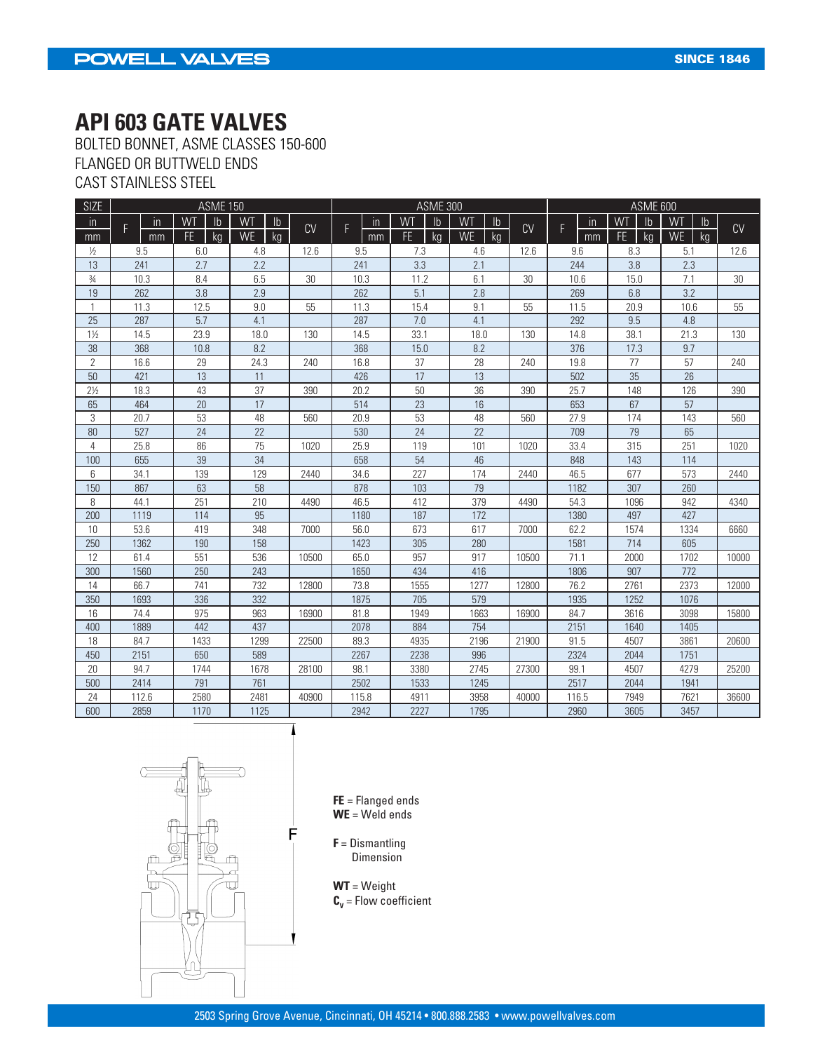# API 603 GATE VALVES

BOLTED BONNET, ASME CLASSES 150-600
FLANGED OR BUTTWELD ENDS
CAST STAINLESS STEEL

| SIZE | ASME 150 | | | | ASME 300 | | | | ASME 600 | | | |
|---|---|---|---|---|---|---|---|---|---|---|---|---|
| in / mm | F in / mm | WT FE lb / kg | WT WE lb / kg | CV | F in / mm | WT FE lb / kg | WT WE lb / kg | CV | F in / mm | WT FE lb / kg | WT WE lb / kg | CV |
| ½ | 9.5 | 6.0 | 4.8 | 12.6 | 9.5 | 7.3 | 4.6 | 12.6 | 9.6 | 8.3 | 5.1 | 12.6 |
| 13 | 241 | 2.7 | 2.2 | | 241 | 3.3 | 2.1 | | 244 | 3.8 | 2.3 | |
| ¾ | 10.3 | 8.4 | 6.5 | 30 | 10.3 | 11.2 | 6.1 | 30 | 10.6 | 15.0 | 7.1 | 30 |
| 19 | 262 | 3.8 | 2.9 | | 262 | 5.1 | 2.8 | | 269 | 6.8 | 3.2 | |
| 1 | 11.3 | 12.5 | 9.0 | 55 | 11.3 | 15.4 | 9.1 | 55 | 11.5 | 20.9 | 10.6 | 55 |
| 25 | 287 | 5.7 | 4.1 | | 287 | 7.0 | 4.1 | | 292 | 9.5 | 4.8 | |
| 1½ | 14.5 | 23.9 | 18.0 | 130 | 14.5 | 33.1 | 18.0 | 130 | 14.8 | 38.1 | 21.3 | 130 |
| 38 | 368 | 10.8 | 8.2 | | 368 | 15.0 | 8.2 | | 376 | 17.3 | 9.7 | |
| 2 | 16.6 | 29 | 24.3 | 240 | 16.8 | 37 | 28 | 240 | 19.8 | 77 | 57 | 240 |
| 50 | 421 | 13 | 11 | | 426 | 17 | 13 | | 502 | 35 | 26 | |
| 2½ | 18.3 | 43 | 37 | 390 | 20.2 | 50 | 36 | 390 | 25.7 | 148 | 126 | 390 |
| 65 | 464 | 20 | 17 | | 514 | 23 | 16 | | 653 | 67 | 57 | |
| 3 | 20.7 | 53 | 48 | 560 | 20.9 | 53 | 48 | 560 | 27.9 | 174 | 143 | 560 |
| 80 | 527 | 24 | 22 | | 530 | 24 | 22 | | 709 | 79 | 65 | |
| 4 | 25.8 | 86 | 75 | 1020 | 25.9 | 119 | 101 | 1020 | 33.4 | 315 | 251 | 1020 |
| 100 | 655 | 39 | 34 | | 658 | 54 | 46 | | 848 | 143 | 114 | |
| 6 | 34.1 | 139 | 129 | 2440 | 34.6 | 227 | 174 | 2440 | 46.5 | 677 | 573 | 2440 |
| 150 | 867 | 63 | 58 | | 878 | 103 | 79 | | 1182 | 307 | 260 | |
| 8 | 44.1 | 251 | 210 | 4490 | 46.5 | 412 | 379 | 4490 | 54.3 | 1096 | 942 | 4340 |
| 200 | 1119 | 114 | 95 | | 1180 | 187 | 172 | | 1380 | 497 | 427 | |
| 10 | 53.6 | 419 | 348 | 7000 | 56.0 | 673 | 617 | 7000 | 62.2 | 1574 | 1334 | 6660 |
| 250 | 1362 | 190 | 158 | | 1423 | 305 | 280 | | 1581 | 714 | 605 | |
| 12 | 61.4 | 551 | 536 | 10500 | 65.0 | 957 | 917 | 10500 | 71.1 | 2000 | 1702 | 10000 |
| 300 | 1560 | 250 | 243 | | 1650 | 434 | 416 | | 1806 | 907 | 772 | |
| 14 | 66.7 | 741 | 732 | 12800 | 73.8 | 1555 | 1277 | 12800 | 76.2 | 2761 | 2373 | 12000 |
| 350 | 1693 | 336 | 332 | | 1875 | 705 | 579 | | 1935 | 1252 | 1076 | |
| 16 | 74.4 | 975 | 963 | 16900 | 81.8 | 1949 | 1663 | 16900 | 84.7 | 3616 | 3098 | 15800 |
| 400 | 1889 | 442 | 437 | | 2078 | 884 | 754 | | 2151 | 1640 | 1405 | |
| 18 | 84.7 | 1433 | 1299 | 22500 | 89.3 | 4935 | 2196 | 21900 | 91.5 | 4507 | 3861 | 20600 |
| 450 | 2151 | 650 | 589 | | 2267 | 2238 | 996 | | 2324 | 2044 | 1751 | |
| 20 | 94.7 | 1744 | 1678 | 28100 | 98.1 | 3380 | 2745 | 27300 | 99.1 | 4507 | 4279 | 25200 |
| 500 | 2414 | 791 | 761 | | 2502 | 1533 | 1245 | | 2517 | 2044 | 1941 | |
| 24 | 112.6 | 2580 | 2481 | 40900 | 115.8 | 4911 | 3958 | 40000 | 116.5 | 7949 | 7621 | 36600 |
| 600 | 2859 | 1170 | 1125 | | 2942 | 2227 | 1795 | | 2960 | 3605 | 3457 | |

F

**FE** = Flanged ends
**WE** = Weld ends

**F** = Dismantling Dimension

**WT** = Weight
**$C_v$** = Flow coefficient